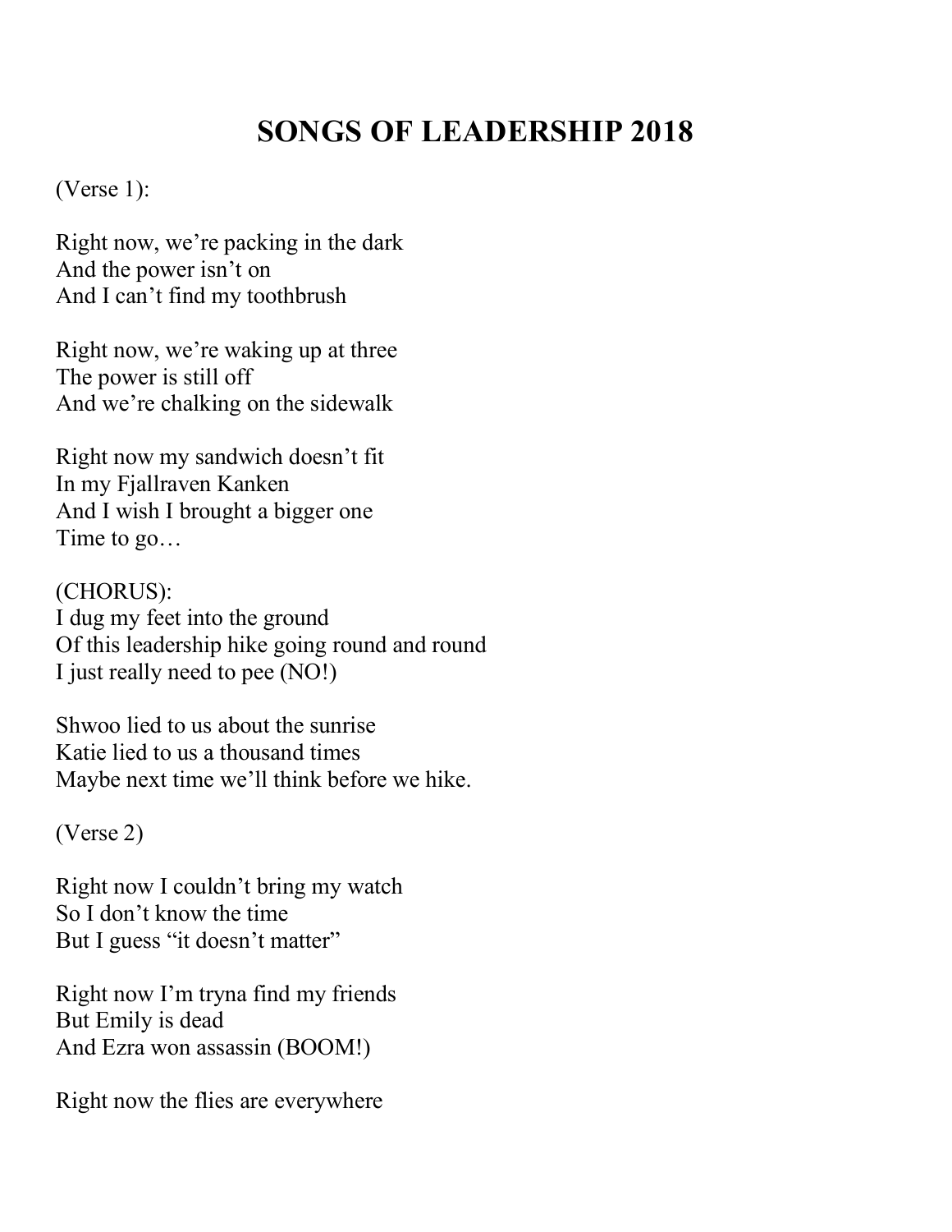# SONGS OF LEADERSHIP 2018

(Verse 1):

Right now, we're packing in the dark
And the power isn't on
And I can't find my toothbrush

Right now, we're waking up at three
The power is still off
And we're chalking on the sidewalk

Right now my sandwich doesn't fit
In my Fjallraven Kanken
And I wish I brought a bigger one
Time to go…

(CHORUS):
I dug my feet into the ground
Of this leadership hike going round and round
I just really need to pee (NO!)

Shwoo lied to us about the sunrise
Katie lied to us a thousand times
Maybe next time we'll think before we hike.

(Verse 2)

Right now I couldn't bring my watch
So I don't know the time
But I guess "it doesn't matter"

Right now I'm tryna find my friends
But Emily is dead
And Ezra won assassin (BOOM!)

Right now the flies are everywhere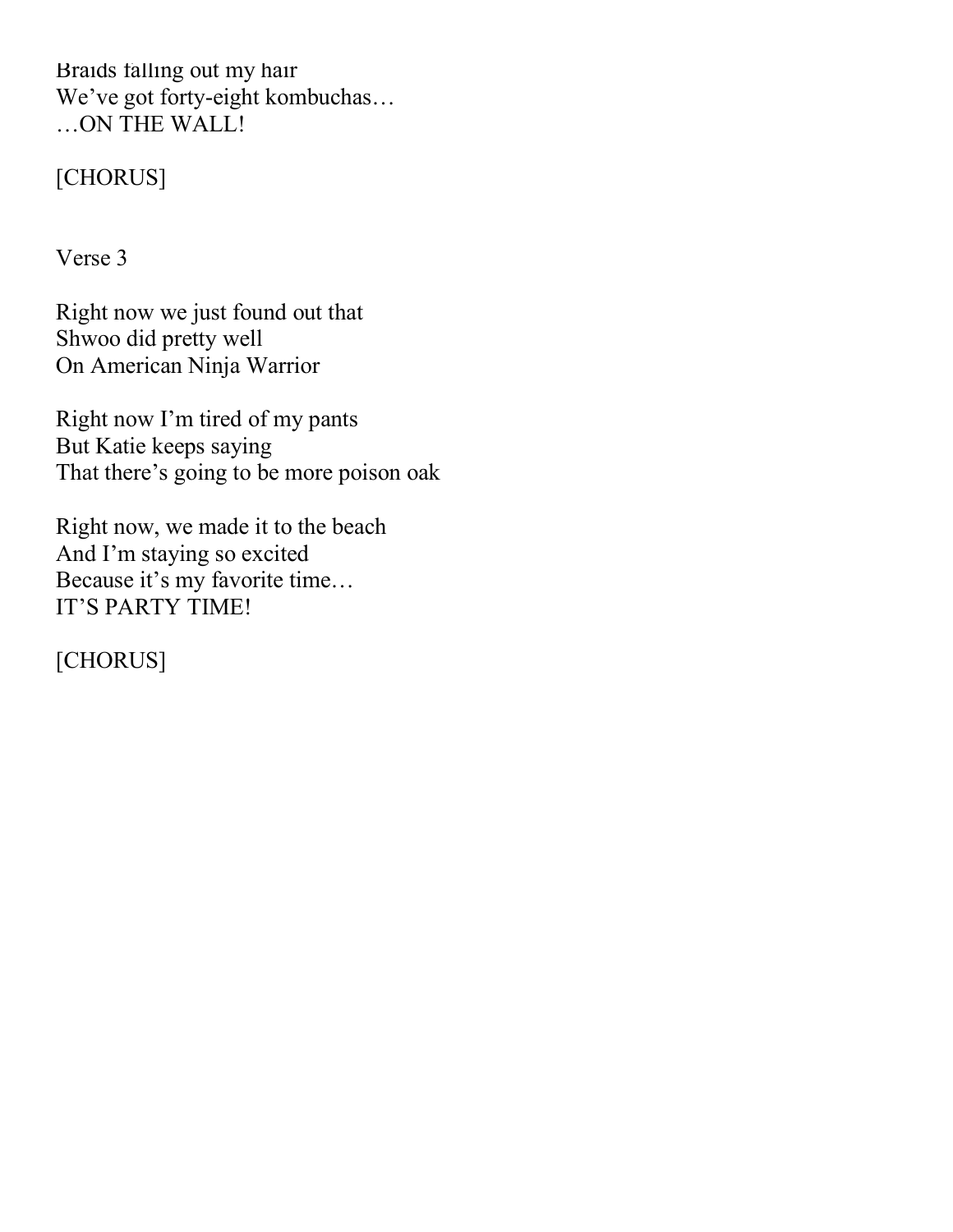Braids falling out my hair
We've got forty-eight kombuchas…
…ON THE WALL!

[CHORUS]

Verse 3

Right now we just found out that
Shwoo did pretty well
On American Ninja Warrior

Right now I'm tired of my pants
But Katie keeps saying
That there's going to be more poison oak

Right now, we made it to the beach
And I'm staying so excited
Because it's my favorite time…
IT'S PARTY TIME!

[CHORUS]